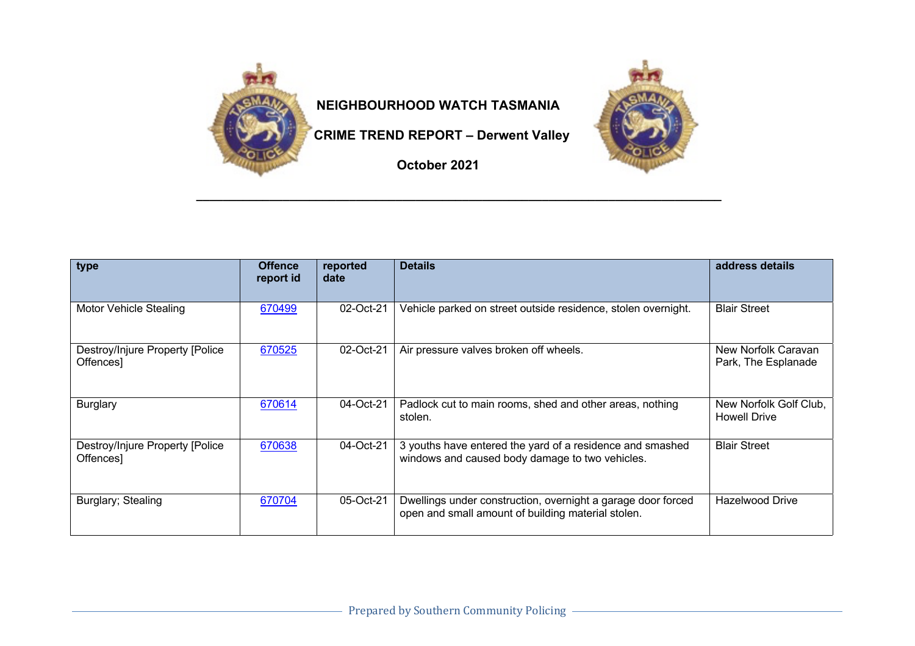# NEIGHBOURHOOD WATCH TASMANIA

## CRIME TREND REPORT – Derwent Valley

### October 2021

| type | Offence report id | reported date | Details | address details |
|---|---|---|---|---|
| Motor Vehicle Stealing | 670499 | 02-Oct-21 | Vehicle parked on street outside residence, stolen overnight. | Blair Street |
| Destroy/Injure Property [Police Offences] | 670525 | 02-Oct-21 | Air pressure valves broken off wheels. | New Norfolk Caravan Park, The Esplanade |
| Burglary | 670614 | 04-Oct-21 | Padlock cut to main rooms, shed and other areas, nothing stolen. | New Norfolk Golf Club, Howell Drive |
| Destroy/Injure Property [Police Offences] | 670638 | 04-Oct-21 | 3 youths have entered the yard of a residence and smashed windows and caused body damage to two vehicles. | Blair Street |
| Burglary; Stealing | 670704 | 05-Oct-21 | Dwellings under construction, overnight a garage door forced open and small amount of building material stolen. | Hazelwood Drive |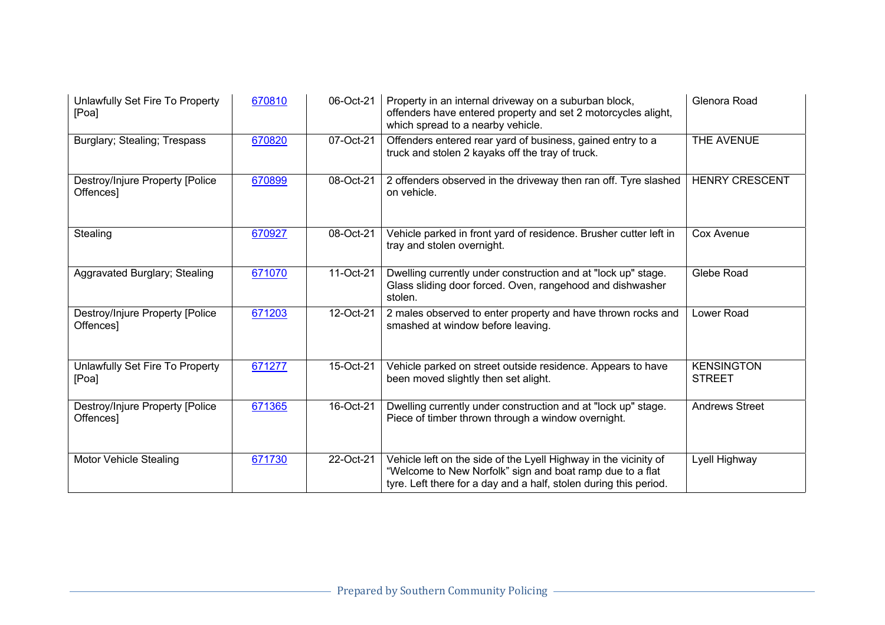| Unlawfully Set Fire To Property [Poa] | [670810](670810) | 06-Oct-21 | Property in an internal driveway on a suburban block, offenders have entered property and set 2 motorcycles alight, which spread to a nearby vehicle. | Glenora Road |
|---|---|---|---|---|
| Burglary; Stealing; Trespass | 670820 | 07-Oct-21 | Offenders entered rear yard of business, gained entry to a truck and stolen 2 kayaks off the tray of truck. | THE AVENUE |
| Destroy/Injure Property [Police Offences] | 670899 | 08-Oct-21 | 2 offenders observed in the driveway then ran off. Tyre slashed on vehicle. | HENRY CRESCENT |
| Stealing | 670927 | 08-Oct-21 | Vehicle parked in front yard of residence. Brusher cutter left in tray and stolen overnight. | Cox Avenue |
| Aggravated Burglary; Stealing | 671070 | 11-Oct-21 | Dwelling currently under construction and at "lock up" stage. Glass sliding door forced. Oven, rangehood and dishwasher stolen. | Glebe Road |
| Destroy/Injure Property [Police Offences] | 671203 | 12-Oct-21 | 2 males observed to enter property and have thrown rocks and smashed at window before leaving. | Lower Road |
| Unlawfully Set Fire To Property [Poa] | 671277 | 15-Oct-21 | Vehicle parked on street outside residence. Appears to have been moved slightly then set alight. | KENSINGTON STREET |
| Destroy/Injure Property [Police Offences] | 671365 | 16-Oct-21 | Dwelling currently under construction and at "lock up" stage. Piece of timber thrown through a window overnight. | Andrews Street |
| Motor Vehicle Stealing | 671730 | 22-Oct-21 | Vehicle left on the side of the Lyell Highway in the vicinity of "Welcome to New Norfolk" sign and boat ramp due to a flat tyre. Left there for a day and a half, stolen during this period. | Lyell Highway |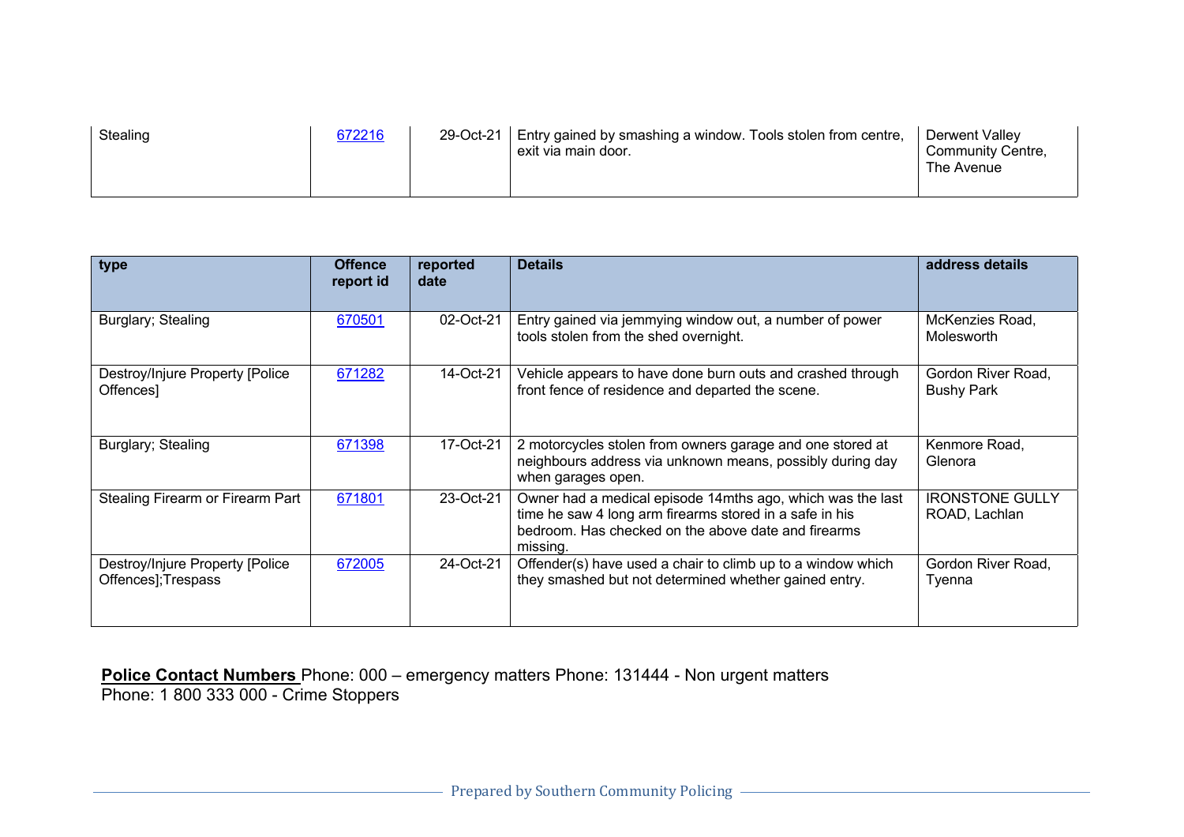| | | | | |
|---|---|---|---|---|
| Stealing | [672216]() | 29-Oct-21 | Entry gained by smashing a window. Tools stolen from centre, exit via main door. | Derwent Valley Community Centre, The Avenue |

| type | Offence report id | reported date | Details | address details |
|---|---|---|---|---|
| Burglary; Stealing | [670501]() | 02-Oct-21 | Entry gained via jemmying window out, a number of power tools stolen from the shed overnight. | McKenzies Road, Molesworth |
| Destroy/Injure Property [Police Offences] | [671282]() | 14-Oct-21 | Vehicle appears to have done burn outs and crashed through front fence of residence and departed the scene. | Gordon River Road, Bushy Park |
| Burglary; Stealing | [671398]() | 17-Oct-21 | 2 motorcycles stolen from owners garage and one stored at neighbours address via unknown means, possibly during day when garages open. | Kenmore Road, Glenora |
| Stealing Firearm or Firearm Part | [671801]() | 23-Oct-21 | Owner had a medical episode 14mths ago, which was the last time he saw 4 long arm firearms stored in a safe in his bedroom. Has checked on the above date and firearms missing. | IRONSTONE GULLY ROAD, Lachlan |
| Destroy/Injure Property [Police Offences];Trespass | [672005]() | 24-Oct-21 | Offender(s) have used a chair to climb up to a window which they smashed but not determined whether gained entry. | Gordon River Road, Tyenna |

**Police Contact Numbers** Phone: 000 – emergency matters Phone: 131444 - Non urgent matters
Phone: 1 800 333 000 - Crime Stoppers